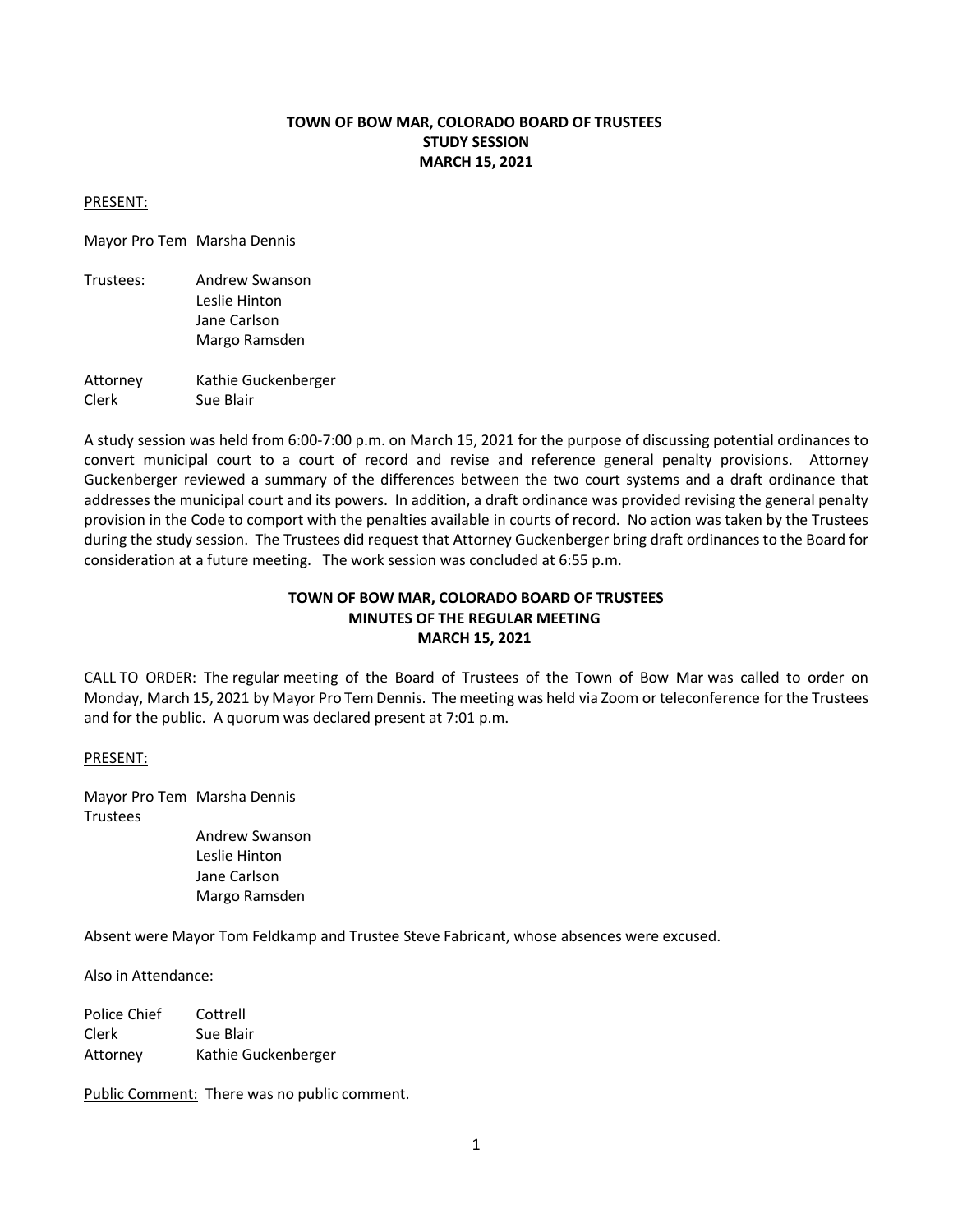**TOWN OF BOW MAR, COLORADO BOARD OF TRUSTEES**
**STUDY SESSION**
**MARCH 15, 2021**

PRESENT:

Mayor Pro Tem Marsha Dennis

Trustees: Andrew Swanson
Leslie Hinton
Jane Carlson
Margo Ramsden

Attorney Kathie Guckenberger
Clerk Sue Blair

A study session was held from 6:00-7:00 p.m. on March 15, 2021 for the purpose of discussing potential ordinances to convert municipal court to a court of record and revise and reference general penalty provisions. Attorney Guckenberger reviewed a summary of the differences between the two court systems and a draft ordinance that addresses the municipal court and its powers. In addition, a draft ordinance was provided revising the general penalty provision in the Code to comport with the penalties available in courts of record. No action was taken by the Trustees during the study session. The Trustees did request that Attorney Guckenberger bring draft ordinances to the Board for consideration at a future meeting. The work session was concluded at 6:55 p.m.

**TOWN OF BOW MAR, COLORADO BOARD OF TRUSTEES**
**MINUTES OF THE REGULAR MEETING**
**MARCH 15, 2021**

CALL TO ORDER: The regular meeting of the Board of Trustees of the Town of Bow Mar was called to order on Monday, March 15, 2021 by Mayor Pro Tem Dennis. The meeting was held via Zoom or teleconference for the Trustees and for the public. A quorum was declared present at 7:01 p.m.

PRESENT:

Mayor Pro Tem Marsha Dennis
Trustees
Andrew Swanson
Leslie Hinton
Jane Carlson
Margo Ramsden

Absent were Mayor Tom Feldkamp and Trustee Steve Fabricant, whose absences were excused.

Also in Attendance:

Police Chief Cottrell
Clerk Sue Blair
Attorney Kathie Guckenberger

Public Comment: There was no public comment.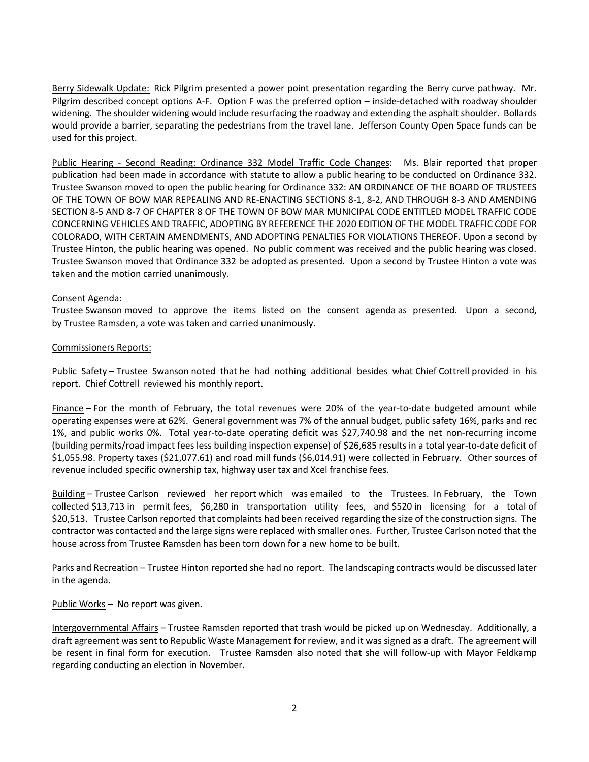Berry Sidewalk Update: Rick Pilgrim presented a power point presentation regarding the Berry curve pathway. Mr. Pilgrim described concept options A-F. Option F was the preferred option – inside-detached with roadway shoulder widening. The shoulder widening would include resurfacing the roadway and extending the asphalt shoulder. Bollards would provide a barrier, separating the pedestrians from the travel lane. Jefferson County Open Space funds can be used for this project.

Public Hearing - Second Reading: Ordinance 332 Model Traffic Code Changes: Ms. Blair reported that proper publication had been made in accordance with statute to allow a public hearing to be conducted on Ordinance 332. Trustee Swanson moved to open the public hearing for Ordinance 332: AN ORDINANCE OF THE BOARD OF TRUSTEES OF THE TOWN OF BOW MAR REPEALING AND RE-ENACTING SECTIONS 8-1, 8-2, AND THROUGH 8-3 AND AMENDING SECTION 8-5 AND 8-7 OF CHAPTER 8 OF THE TOWN OF BOW MAR MUNICIPAL CODE ENTITLED MODEL TRAFFIC CODE CONCERNING VEHICLES AND TRAFFIC, ADOPTING BY REFERENCE THE 2020 EDITION OF THE MODEL TRAFFIC CODE FOR COLORADO, WITH CERTAIN AMENDMENTS, AND ADOPTING PENALTIES FOR VIOLATIONS THEREOF. Upon a second by Trustee Hinton, the public hearing was opened. No public comment was received and the public hearing was closed. Trustee Swanson moved that Ordinance 332 be adopted as presented. Upon a second by Trustee Hinton a vote was taken and the motion carried unanimously.

Consent Agenda:

Trustee Swanson moved to approve the items listed on the consent agenda as presented. Upon a second, by Trustee Ramsden, a vote was taken and carried unanimously.

Commissioners Reports:

Public Safety – Trustee Swanson noted that he had nothing additional besides what Chief Cottrell provided in his report. Chief Cottrell reviewed his monthly report.

Finance – For the month of February, the total revenues were 20% of the year-to-date budgeted amount while operating expenses were at 62%. General government was 7% of the annual budget, public safety 16%, parks and rec 1%, and public works 0%. Total year-to-date operating deficit was $27,740.98 and the net non-recurring income (building permits/road impact fees less building inspection expense) of $26,685 results in a total year-to-date deficit of $1,055.98. Property taxes ($21,077.61) and road mill funds ($6,014.91) were collected in February. Other sources of revenue included specific ownership tax, highway user tax and Xcel franchise fees.

Building – Trustee Carlson reviewed her report which was emailed to the Trustees. In February, the Town collected $13,713 in permit fees, $6,280 in transportation utility fees, and $520 in licensing for a total of $20,513. Trustee Carlson reported that complaints had been received regarding the size of the construction signs. The contractor was contacted and the large signs were replaced with smaller ones. Further, Trustee Carlson noted that the house across from Trustee Ramsden has been torn down for a new home to be built.

Parks and Recreation – Trustee Hinton reported she had no report. The landscaping contracts would be discussed later in the agenda.

Public Works – No report was given.

Intergovernmental Affairs – Trustee Ramsden reported that trash would be picked up on Wednesday. Additionally, a draft agreement was sent to Republic Waste Management for review, and it was signed as a draft. The agreement will be resent in final form for execution. Trustee Ramsden also noted that she will follow-up with Mayor Feldkamp regarding conducting an election in November.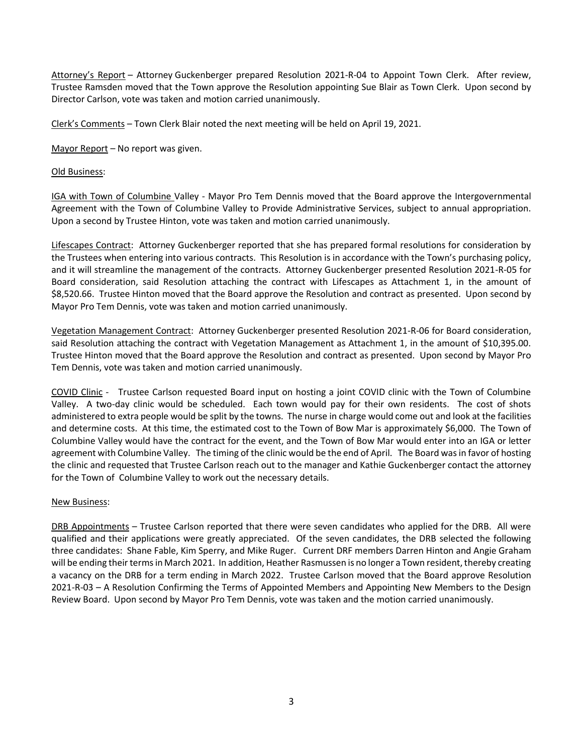Attorney's Report – Attorney Guckenberger prepared Resolution 2021-R-04 to Appoint Town Clerk. After review, Trustee Ramsden moved that the Town approve the Resolution appointing Sue Blair as Town Clerk. Upon second by Director Carlson, vote was taken and motion carried unanimously.

Clerk's Comments – Town Clerk Blair noted the next meeting will be held on April 19, 2021.

Mayor Report – No report was given.

Old Business:

IGA with Town of Columbine Valley - Mayor Pro Tem Dennis moved that the Board approve the Intergovernmental Agreement with the Town of Columbine Valley to Provide Administrative Services, subject to annual appropriation. Upon a second by Trustee Hinton, vote was taken and motion carried unanimously.

Lifescapes Contract: Attorney Guckenberger reported that she has prepared formal resolutions for consideration by the Trustees when entering into various contracts. This Resolution is in accordance with the Town's purchasing policy, and it will streamline the management of the contracts. Attorney Guckenberger presented Resolution 2021-R-05 for Board consideration, said Resolution attaching the contract with Lifescapes as Attachment 1, in the amount of $8,520.66. Trustee Hinton moved that the Board approve the Resolution and contract as presented. Upon second by Mayor Pro Tem Dennis, vote was taken and motion carried unanimously.

Vegetation Management Contract: Attorney Guckenberger presented Resolution 2021-R-06 for Board consideration, said Resolution attaching the contract with Vegetation Management as Attachment 1, in the amount of $10,395.00. Trustee Hinton moved that the Board approve the Resolution and contract as presented. Upon second by Mayor Pro Tem Dennis, vote was taken and motion carried unanimously.

COVID Clinic - Trustee Carlson requested Board input on hosting a joint COVID clinic with the Town of Columbine Valley. A two-day clinic would be scheduled. Each town would pay for their own residents. The cost of shots administered to extra people would be split by the towns. The nurse in charge would come out and look at the facilities and determine costs. At this time, the estimated cost to the Town of Bow Mar is approximately $6,000. The Town of Columbine Valley would have the contract for the event, and the Town of Bow Mar would enter into an IGA or letter agreement with Columbine Valley. The timing of the clinic would be the end of April. The Board was in favor of hosting the clinic and requested that Trustee Carlson reach out to the manager and Kathie Guckenberger contact the attorney for the Town of Columbine Valley to work out the necessary details.

New Business:

DRB Appointments – Trustee Carlson reported that there were seven candidates who applied for the DRB. All were qualified and their applications were greatly appreciated. Of the seven candidates, the DRB selected the following three candidates: Shane Fable, Kim Sperry, and Mike Ruger. Current DRF members Darren Hinton and Angie Graham will be ending their terms in March 2021. In addition, Heather Rasmussen is no longer a Town resident, thereby creating a vacancy on the DRB for a term ending in March 2022. Trustee Carlson moved that the Board approve Resolution 2021-R-03 – A Resolution Confirming the Terms of Appointed Members and Appointing New Members to the Design Review Board. Upon second by Mayor Pro Tem Dennis, vote was taken and the motion carried unanimously.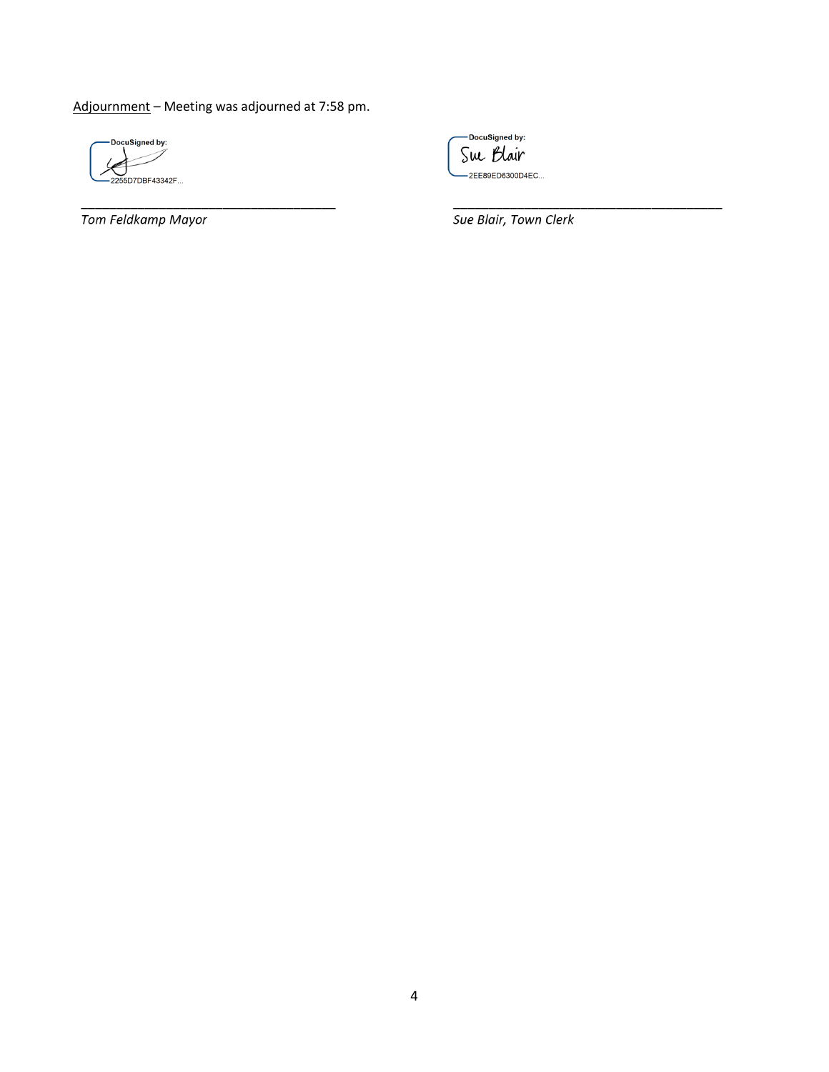Adjournment – Meeting was adjourned at 7:58 pm.

DocuSigned by:
2255D7DBF43342F...

DocuSigned by:
Sue Blair
2EE89ED6300D4EC...

______________________________________
*Tom Feldkamp Mayor*

______________________________________
*Sue Blair, Town Clerk*